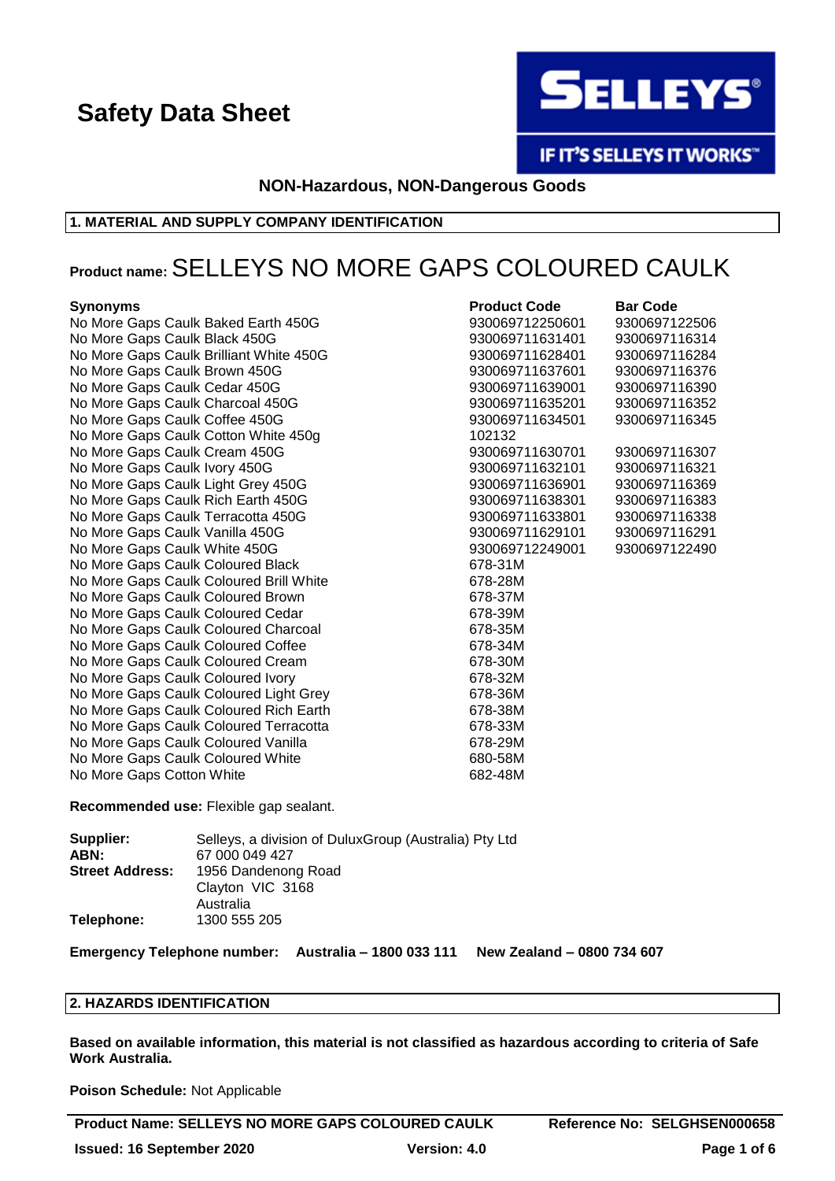# Safety Data Sheet

SELLEYS®

IF IT'S SELLEYS IT WORKS™

**NON-Hazardous, NON-Dangerous Goods**

## 1. MATERIAL AND SUPPLY COMPANY IDENTIFICATION

**Product name:** SELLEYS NO MORE GAPS COLOURED CAULK

| Synonyms | Product Code | Bar Code |
|---|---|---|
| No More Gaps Caulk Baked Earth 450G | 930069712250601 | 9300697122506 |
| No More Gaps Caulk Black 450G | 930069711631401 | 9300697116314 |
| No More Gaps Caulk Brilliant White 450G | 930069711628401 | 9300697116284 |
| No More Gaps Caulk Brown 450G | 930069711637601 | 9300697116376 |
| No More Gaps Caulk Cedar 450G | 930069711639001 | 9300697116390 |
| No More Gaps Caulk Charcoal 450G | 930069711635201 | 9300697116352 |
| No More Gaps Caulk Coffee 450G | 930069711634501 | 9300697116345 |
| No More Gaps Caulk Cotton White 450g | 102132 | |
| No More Gaps Caulk Cream 450G | 930069711630701 | 9300697116307 |
| No More Gaps Caulk Ivory 450G | 930069711632101 | 9300697116321 |
| No More Gaps Caulk Light Grey 450G | 930069711636901 | 9300697116369 |
| No More Gaps Caulk Rich Earth 450G | 930069711638301 | 9300697116383 |
| No More Gaps Caulk Terracotta 450G | 930069711633801 | 9300697116338 |
| No More Gaps Caulk Vanilla 450G | 930069711629101 | 9300697116291 |
| No More Gaps Caulk White 450G | 930069712249001 | 9300697122490 |
| No More Gaps Caulk Coloured Black | 678-31M | |
| No More Gaps Caulk Coloured Brill White | 678-28M | |
| No More Gaps Caulk Coloured Brown | 678-37M | |
| No More Gaps Caulk Coloured Cedar | 678-39M | |
| No More Gaps Caulk Coloured Charcoal | 678-35M | |
| No More Gaps Caulk Coloured Coffee | 678-34M | |
| No More Gaps Caulk Coloured Cream | 678-30M | |
| No More Gaps Caulk Coloured Ivory | 678-32M | |
| No More Gaps Caulk Coloured Light Grey | 678-36M | |
| No More Gaps Caulk Coloured Rich Earth | 678-38M | |
| No More Gaps Caulk Coloured Terracotta | 678-33M | |
| No More Gaps Caulk Coloured Vanilla | 678-29M | |
| No More Gaps Caulk Coloured White | 680-58M | |
| No More Gaps Cotton White | 682-48M | |

**Recommended use:** Flexible gap sealant.

**Supplier:** Selleys, a division of DuluxGroup (Australia) Pty Ltd
**ABN:** 67 000 049 427
**Street Address:** 1956 Dandenong Road
Clayton VIC 3168
Australia
**Telephone:** 1300 555 205

**Emergency Telephone number: Australia – 1800 033 111 New Zealand – 0800 734 607**

## 2. HAZARDS IDENTIFICATION

**Based on available information, this material is not classified as hazardous according to criteria of Safe Work Australia.**

**Poison Schedule:** Not Applicable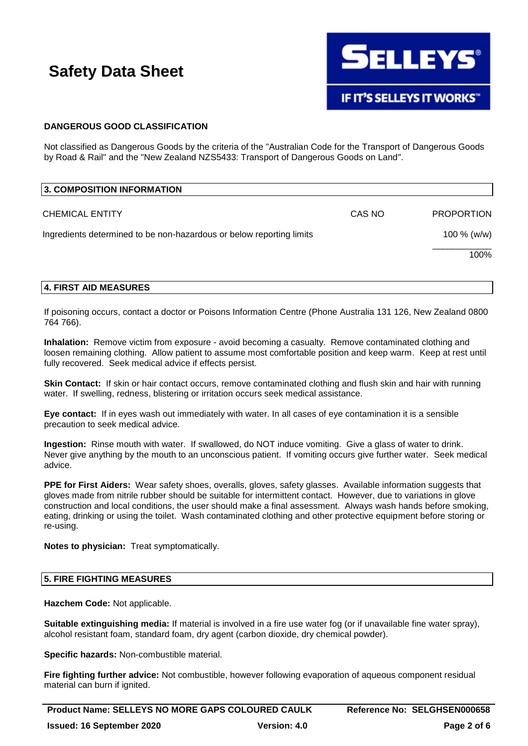# Safety Data Sheet

**DANGEROUS GOOD CLASSIFICATION**

Not classified as Dangerous Goods by the criteria of the "Australian Code for the Transport of Dangerous Goods by Road & Rail" and the "New Zealand NZS5433: Transport of Dangerous Goods on Land".

## 3. COMPOSITION INFORMATION

| CHEMICAL ENTITY | CAS NO | PROPORTION |
|---|---|---|
| Ingredients determined to be non-hazardous or below reporting limits | | 100 % (w/w) |
| | | 100% |

## 4. FIRST AID MEASURES

If poisoning occurs, contact a doctor or Poisons Information Centre (Phone Australia 131 126, New Zealand 0800 764 766).

**Inhalation:** Remove victim from exposure - avoid becoming a casualty. Remove contaminated clothing and loosen remaining clothing. Allow patient to assume most comfortable position and keep warm. Keep at rest until fully recovered. Seek medical advice if effects persist.

**Skin Contact:** If skin or hair contact occurs, remove contaminated clothing and flush skin and hair with running water. If swelling, redness, blistering or irritation occurs seek medical assistance.

**Eye contact:** If in eyes wash out immediately with water. In all cases of eye contamination it is a sensible precaution to seek medical advice.

**Ingestion:** Rinse mouth with water. If swallowed, do NOT induce vomiting. Give a glass of water to drink. Never give anything by the mouth to an unconscious patient. If vomiting occurs give further water. Seek medical advice.

**PPE for First Aiders:** Wear safety shoes, overalls, gloves, safety glasses. Available information suggests that gloves made from nitrile rubber should be suitable for intermittent contact. However, due to variations in glove construction and local conditions, the user should make a final assessment. Always wash hands before smoking, eating, drinking or using the toilet. Wash contaminated clothing and other protective equipment before storing or re-using.

**Notes to physician:** Treat symptomatically.

## 5. FIRE FIGHTING MEASURES

**Hazchem Code:** Not applicable.

**Suitable extinguishing media:** If material is involved in a fire use water fog (or if unavailable fine water spray), alcohol resistant foam, standard foam, dry agent (carbon dioxide, dry chemical powder).

**Specific hazards:** Non-combustible material.

**Fire fighting further advice:** Not combustible, however following evaporation of aqueous component residual material can burn if ignited.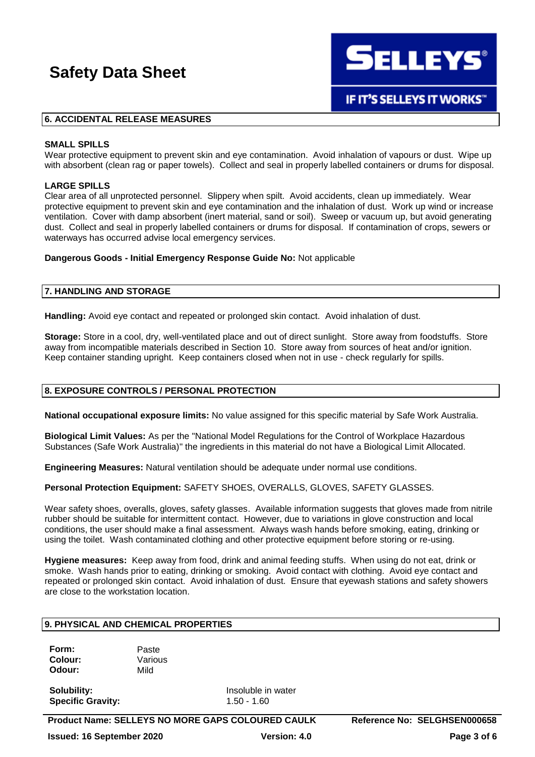## 6. ACCIDENTAL RELEASE MEASURES

**SMALL SPILLS**
Wear protective equipment to prevent skin and eye contamination. Avoid inhalation of vapours or dust. Wipe up with absorbent (clean rag or paper towels). Collect and seal in properly labelled containers or drums for disposal.

**LARGE SPILLS**
Clear area of all unprotected personnel. Slippery when spilt. Avoid accidents, clean up immediately. Wear protective equipment to prevent skin and eye contamination and the inhalation of dust. Work up wind or increase ventilation. Cover with damp absorbent (inert material, sand or soil). Sweep or vacuum up, but avoid generating dust. Collect and seal in properly labelled containers or drums for disposal. If contamination of crops, sewers or waterways has occurred advise local emergency services.

**Dangerous Goods - Initial Emergency Response Guide No:** Not applicable

## 7. HANDLING AND STORAGE

**Handling:** Avoid eye contact and repeated or prolonged skin contact. Avoid inhalation of dust.

**Storage:** Store in a cool, dry, well-ventilated place and out of direct sunlight. Store away from foodstuffs. Store away from incompatible materials described in Section 10. Store away from sources of heat and/or ignition. Keep container standing upright. Keep containers closed when not in use - check regularly for spills.

## 8. EXPOSURE CONTROLS / PERSONAL PROTECTION

**National occupational exposure limits:** No value assigned for this specific material by Safe Work Australia.

**Biological Limit Values:** As per the "National Model Regulations for the Control of Workplace Hazardous Substances (Safe Work Australia)" the ingredients in this material do not have a Biological Limit Allocated.

**Engineering Measures:** Natural ventilation should be adequate under normal use conditions.

**Personal Protection Equipment:** SAFETY SHOES, OVERALLS, GLOVES, SAFETY GLASSES.

Wear safety shoes, overalls, gloves, safety glasses. Available information suggests that gloves made from nitrile rubber should be suitable for intermittent contact. However, due to variations in glove construction and local conditions, the user should make a final assessment. Always wash hands before smoking, eating, drinking or using the toilet. Wash contaminated clothing and other protective equipment before storing or re-using.

**Hygiene measures:** Keep away from food, drink and animal feeding stuffs. When using do not eat, drink or smoke. Wash hands prior to eating, drinking or smoking. Avoid contact with clothing. Avoid eye contact and repeated or prolonged skin contact. Avoid inhalation of dust. Ensure that eyewash stations and safety showers are close to the workstation location.

## 9. PHYSICAL AND CHEMICAL PROPERTIES

**Form:** Paste
**Colour:** Various
**Odour:** Mild

**Solubility:** Insoluble in water
**Specific Gravity:** 1.50 - 1.60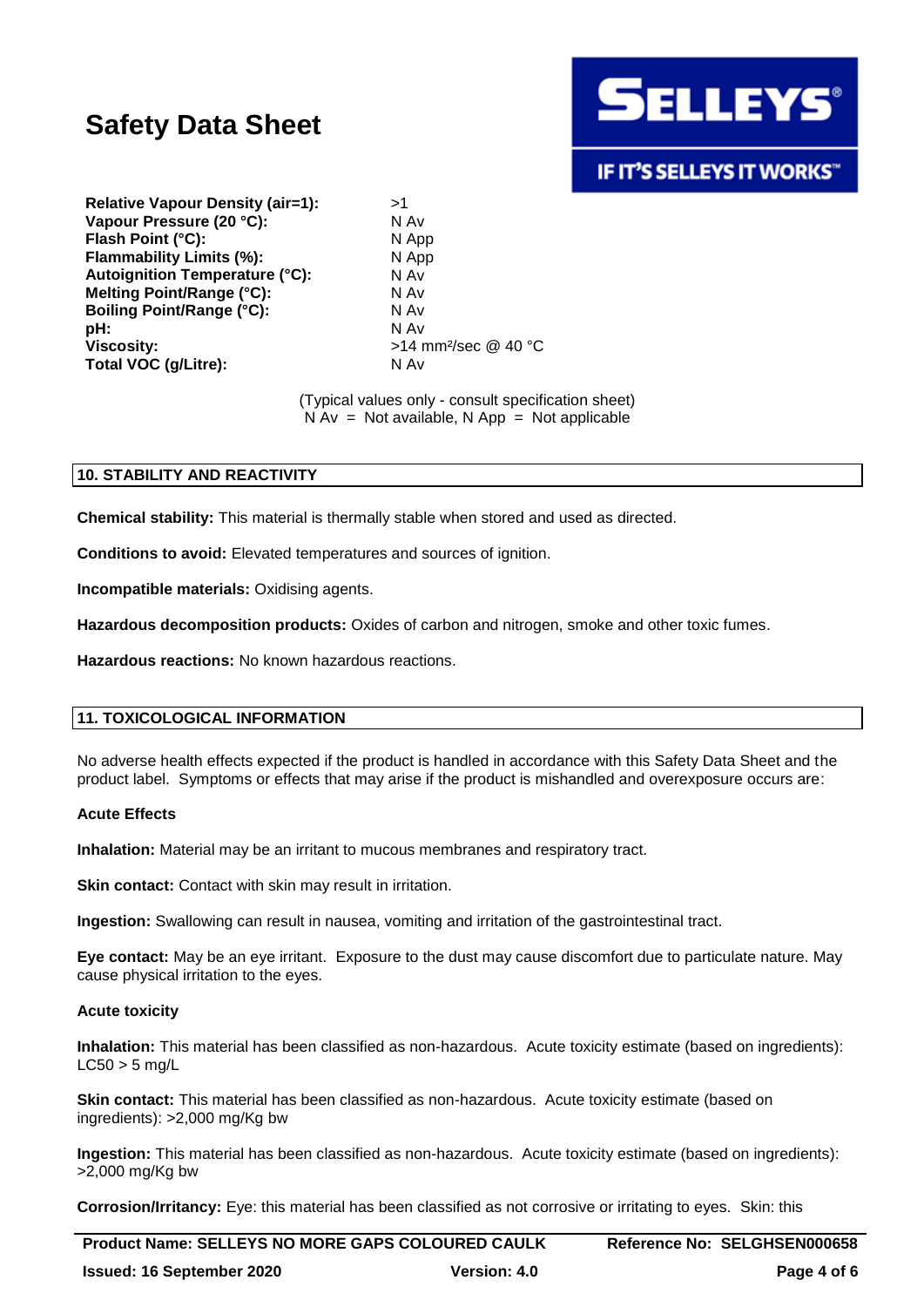| | |
|---|---|
| **Relative Vapour Density (air=1):** | >1 |
| **Vapour Pressure (20 °C):** | N Av |
| **Flash Point (°C):** | N App |
| **Flammability Limits (%):** | N App |
| **Autoignition Temperature (°C):** | N Av |
| **Melting Point/Range (°C):** | N Av |
| **Boiling Point/Range (°C):** | N Av |
| **pH:** | N Av |
| **Viscosity:** | >14 mm²/sec @ 40 °C |
| **Total VOC (g/Litre):** | N Av |

(Typical values only - consult specification sheet)
N Av = Not available, N App = Not applicable

## 10. STABILITY AND REACTIVITY

**Chemical stability:** This material is thermally stable when stored and used as directed.

**Conditions to avoid:** Elevated temperatures and sources of ignition.

**Incompatible materials:** Oxidising agents.

**Hazardous decomposition products:** Oxides of carbon and nitrogen, smoke and other toxic fumes.

**Hazardous reactions:** No known hazardous reactions.

## 11. TOXICOLOGICAL INFORMATION

No adverse health effects expected if the product is handled in accordance with this Safety Data Sheet and the product label. Symptoms or effects that may arise if the product is mishandled and overexposure occurs are:

**Acute Effects**

**Inhalation:** Material may be an irritant to mucous membranes and respiratory tract.

**Skin contact:** Contact with skin may result in irritation.

**Ingestion:** Swallowing can result in nausea, vomiting and irritation of the gastrointestinal tract.

**Eye contact:** May be an eye irritant. Exposure to the dust may cause discomfort due to particulate nature. May cause physical irritation to the eyes.

**Acute toxicity**

**Inhalation:** This material has been classified as non-hazardous. Acute toxicity estimate (based on ingredients): LC50 > 5 mg/L

**Skin contact:** This material has been classified as non-hazardous. Acute toxicity estimate (based on ingredients): >2,000 mg/Kg bw

**Ingestion:** This material has been classified as non-hazardous. Acute toxicity estimate (based on ingredients): >2,000 mg/Kg bw

**Corrosion/Irritancy:** Eye: this material has been classified as not corrosive or irritating to eyes. Skin: this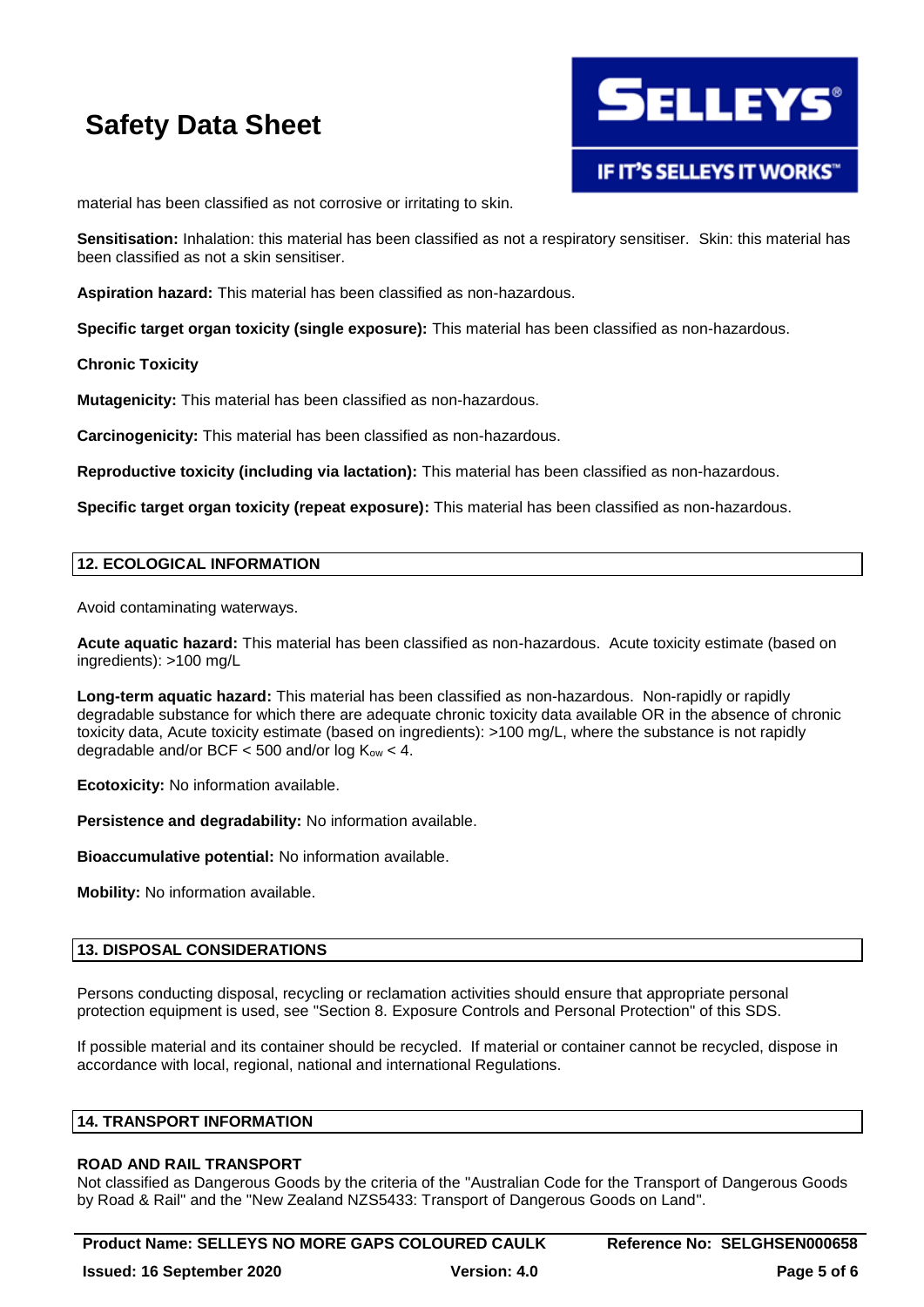material has been classified as not corrosive or irritating to skin.

**Sensitisation:** Inhalation: this material has been classified as not a respiratory sensitiser. Skin: this material has been classified as not a skin sensitiser.

**Aspiration hazard:** This material has been classified as non-hazardous.

**Specific target organ toxicity (single exposure):** This material has been classified as non-hazardous.

**Chronic Toxicity**

**Mutagenicity:** This material has been classified as non-hazardous.

**Carcinogenicity:** This material has been classified as non-hazardous.

**Reproductive toxicity (including via lactation):** This material has been classified as non-hazardous.

**Specific target organ toxicity (repeat exposure):** This material has been classified as non-hazardous.

## 12. ECOLOGICAL INFORMATION

Avoid contaminating waterways.

**Acute aquatic hazard:** This material has been classified as non-hazardous. Acute toxicity estimate (based on ingredients): >100 mg/L

**Long-term aquatic hazard:** This material has been classified as non-hazardous. Non-rapidly or rapidly degradable substance for which there are adequate chronic toxicity data available OR in the absence of chronic toxicity data, Acute toxicity estimate (based on ingredients): >100 mg/L, where the substance is not rapidly degradable and/or BCF < 500 and/or log $K_{ow}$ < 4.

**Ecotoxicity:** No information available.

**Persistence and degradability:** No information available.

**Bioaccumulative potential:** No information available.

**Mobility:** No information available.

## 13. DISPOSAL CONSIDERATIONS

Persons conducting disposal, recycling or reclamation activities should ensure that appropriate personal protection equipment is used, see "Section 8. Exposure Controls and Personal Protection" of this SDS.

If possible material and its container should be recycled. If material or container cannot be recycled, dispose in accordance with local, regional, national and international Regulations.

## 14. TRANSPORT INFORMATION

**ROAD AND RAIL TRANSPORT**

Not classified as Dangerous Goods by the criteria of the "Australian Code for the Transport of Dangerous Goods by Road & Rail" and the "New Zealand NZS5433: Transport of Dangerous Goods on Land".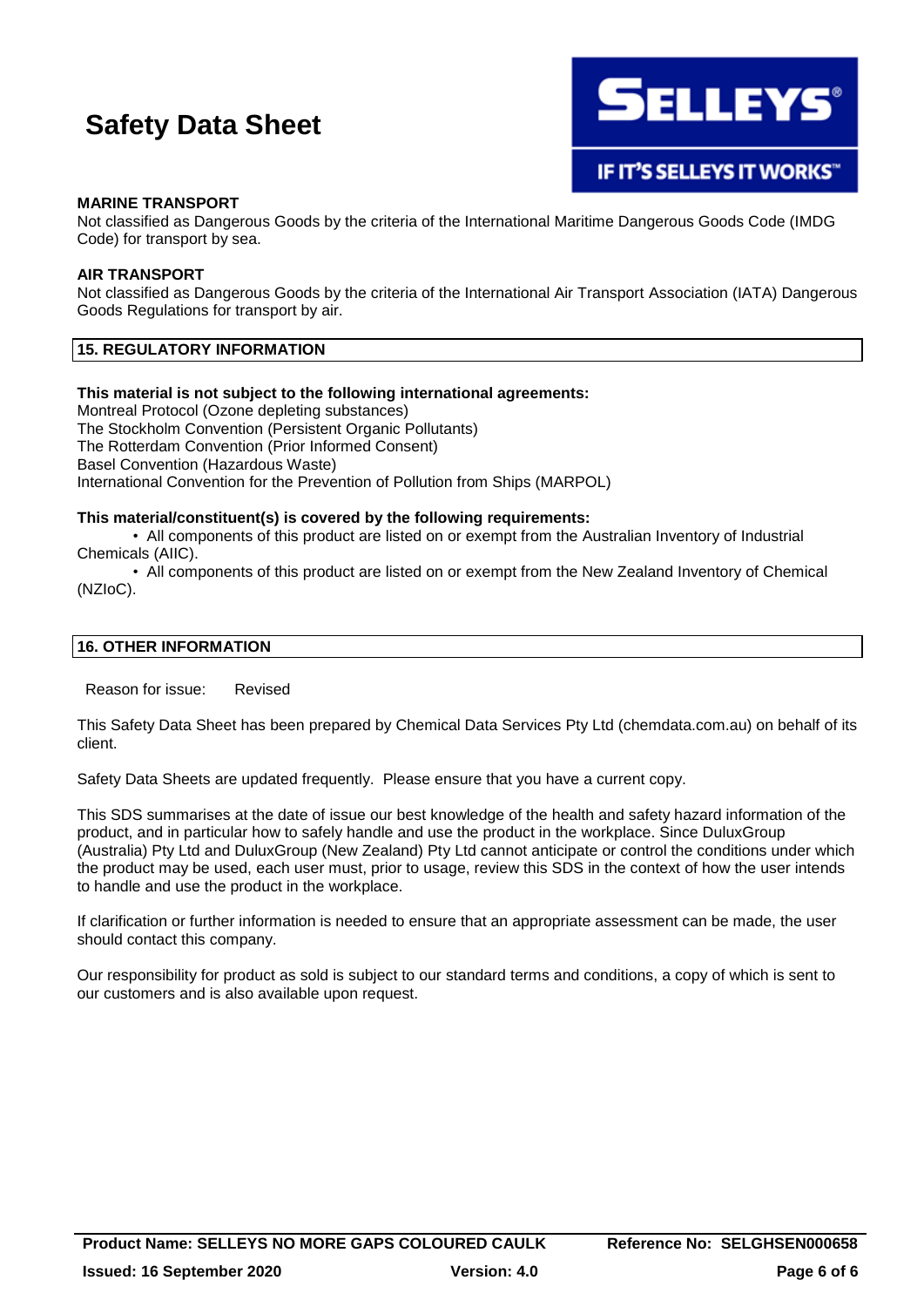**MARINE TRANSPORT**
Not classified as Dangerous Goods by the criteria of the International Maritime Dangerous Goods Code (IMDG Code) for transport by sea.

**AIR TRANSPORT**
Not classified as Dangerous Goods by the criteria of the International Air Transport Association (IATA) Dangerous Goods Regulations for transport by air.

## 15. REGULATORY INFORMATION

**This material is not subject to the following international agreements:**
Montreal Protocol (Ozone depleting substances)
The Stockholm Convention (Persistent Organic Pollutants)
The Rotterdam Convention (Prior Informed Consent)
Basel Convention (Hazardous Waste)
International Convention for the Prevention of Pollution from Ships (MARPOL)

**This material/constituent(s) is covered by the following requirements:**

- All components of this product are listed on or exempt from the Australian Inventory of Industrial Chemicals (AIIC).
- All components of this product are listed on or exempt from the New Zealand Inventory of Chemical (NZIoC).

## 16. OTHER INFORMATION

Reason for issue: Revised

This Safety Data Sheet has been prepared by Chemical Data Services Pty Ltd (chemdata.com.au) on behalf of its client.

Safety Data Sheets are updated frequently. Please ensure that you have a current copy.

This SDS summarises at the date of issue our best knowledge of the health and safety hazard information of the product, and in particular how to safely handle and use the product in the workplace. Since DuluxGroup (Australia) Pty Ltd and DuluxGroup (New Zealand) Pty Ltd cannot anticipate or control the conditions under which the product may be used, each user must, prior to usage, review this SDS in the context of how the user intends to handle and use the product in the workplace.

If clarification or further information is needed to ensure that an appropriate assessment can be made, the user should contact this company.

Our responsibility for product as sold is subject to our standard terms and conditions, a copy of which is sent to our customers and is also available upon request.